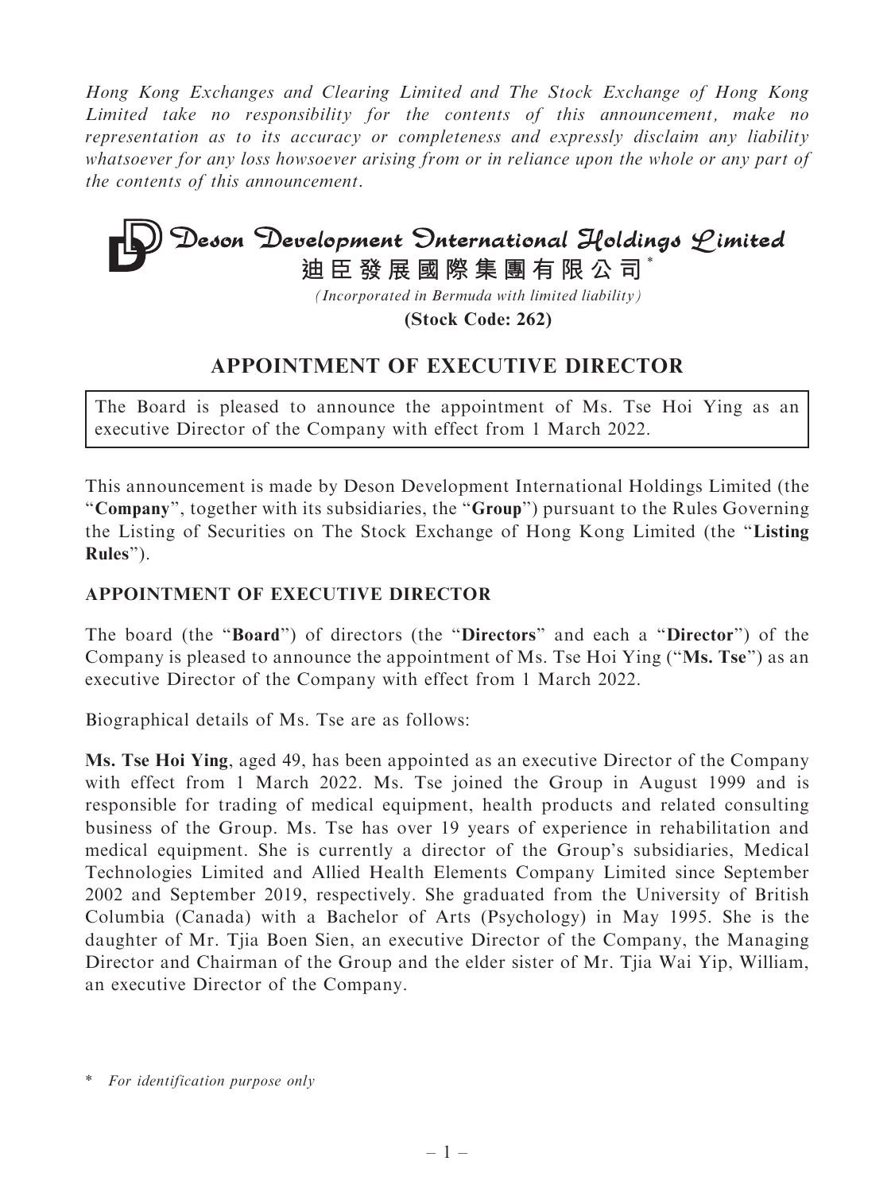*Hong Kong Exchanges and Clearing Limited and The Stock Exchange of Hong Kong Limited take no responsibility for the contents of this announcement, make no representation as to its accuracy or completeness and expressly disclaim any liability whatsoever for any loss howsoever arising from or in reliance upon the whole or any part of the contents of this announcement.*

# Deson Development International Holdings Limited

**迪臣發展國際集團有限公司***

*(Incorporated in Bermuda with limited liability)*

**(Stock Code: 262)**

## APPOINTMENT OF EXECUTIVE DIRECTOR

The Board is pleased to announce the appointment of Ms. Tse Hoi Ying as an executive Director of the Company with effect from 1 March 2022.

This announcement is made by Deson Development International Holdings Limited (the "**Company**", together with its subsidiaries, the "**Group**") pursuant to the Rules Governing the Listing of Securities on The Stock Exchange of Hong Kong Limited (the "**Listing Rules**").

### APPOINTMENT OF EXECUTIVE DIRECTOR

The board (the "**Board**") of directors (the "**Directors**" and each a "**Director**") of the Company is pleased to announce the appointment of Ms. Tse Hoi Ying ("**Ms. Tse**") as an executive Director of the Company with effect from 1 March 2022.

Biographical details of Ms. Tse are as follows:

**Ms. Tse Hoi Ying**, aged 49, has been appointed as an executive Director of the Company with effect from 1 March 2022. Ms. Tse joined the Group in August 1999 and is responsible for trading of medical equipment, health products and related consulting business of the Group. Ms. Tse has over 19 years of experience in rehabilitation and medical equipment. She is currently a director of the Group's subsidiaries, Medical Technologies Limited and Allied Health Elements Company Limited since September 2002 and September 2019, respectively. She graduated from the University of British Columbia (Canada) with a Bachelor of Arts (Psychology) in May 1995. She is the daughter of Mr. Tjia Boen Sien, an executive Director of the Company, the Managing Director and Chairman of the Group and the elder sister of Mr. Tjia Wai Yip, William, an executive Director of the Company.

\* *For identification purpose only*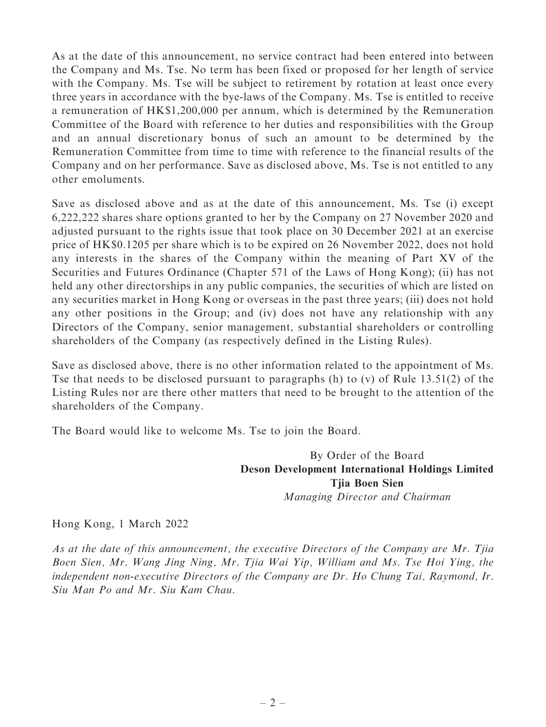As at the date of this announcement, no service contract had been entered into between the Company and Ms. Tse. No term has been fixed or proposed for her length of service with the Company. Ms. Tse will be subject to retirement by rotation at least once every three years in accordance with the bye-laws of the Company. Ms. Tse is entitled to receive a remuneration of HK$1,200,000 per annum, which is determined by the Remuneration Committee of the Board with reference to her duties and responsibilities with the Group and an annual discretionary bonus of such an amount to be determined by the Remuneration Committee from time to time with reference to the financial results of the Company and on her performance. Save as disclosed above, Ms. Tse is not entitled to any other emoluments.

Save as disclosed above and as at the date of this announcement, Ms. Tse (i) except 6,222,222 shares share options granted to her by the Company on 27 November 2020 and adjusted pursuant to the rights issue that took place on 30 December 2021 at an exercise price of HK$0.1205 per share which is to be expired on 26 November 2022, does not hold any interests in the shares of the Company within the meaning of Part XV of the Securities and Futures Ordinance (Chapter 571 of the Laws of Hong Kong); (ii) has not held any other directorships in any public companies, the securities of which are listed on any securities market in Hong Kong or overseas in the past three years; (iii) does not hold any other positions in the Group; and (iv) does not have any relationship with any Directors of the Company, senior management, substantial shareholders or controlling shareholders of the Company (as respectively defined in the Listing Rules).

Save as disclosed above, there is no other information related to the appointment of Ms. Tse that needs to be disclosed pursuant to paragraphs (h) to (v) of Rule 13.51(2) of the Listing Rules nor are there other matters that need to be brought to the attention of the shareholders of the Company.

The Board would like to welcome Ms. Tse to join the Board.

By Order of the Board
**Deson Development International Holdings Limited**
**Tjia Boen Sien**
*Managing Director and Chairman*

Hong Kong, 1 March 2022

*As at the date of this announcement, the executive Directors of the Company are Mr. Tjia Boen Sien, Mr. Wang Jing Ning, Mr. Tjia Wai Yip, William and Ms. Tse Hoi Ying, the independent non-executive Directors of the Company are Dr. Ho Chung Tai, Raymond, Ir. Siu Man Po and Mr. Siu Kam Chau.*